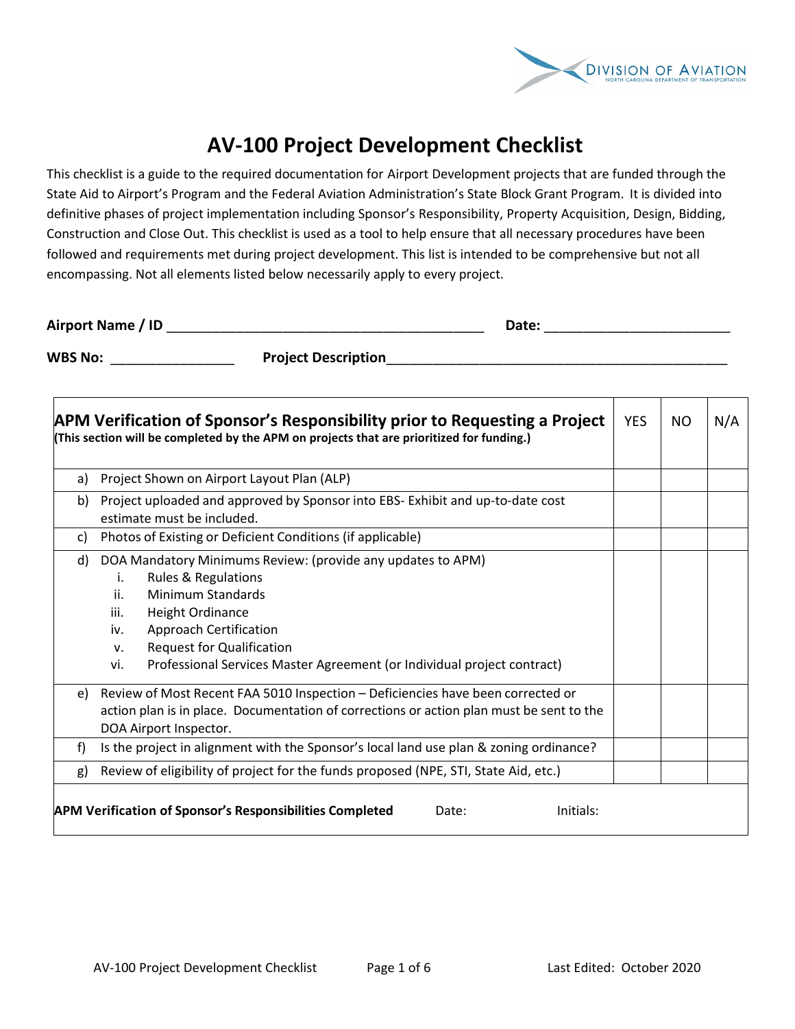DIVISION OF AVIATION
NORTH CAROLINA DEPARTMENT OF TRANSPORTATION

# AV-100 Project Development Checklist

This checklist is a guide to the required documentation for Airport Development projects that are funded through the State Aid to Airport's Program and the Federal Aviation Administration's State Block Grant Program. It is divided into definitive phases of project implementation including Sponsor's Responsibility, Property Acquisition, Design, Bidding, Construction and Close Out. This checklist is used as a tool to help ensure that all necessary procedures have been followed and requirements met during project development. This list is intended to be comprehensive but not all encompassing. Not all elements listed below necessarily apply to every project.

**Airport Name / ID** ________________________________________ **Date:** ______________________

**WBS No:** ______________ **Project Description**__________________________________________

| **APM Verification of Sponsor's Responsibility prior to Requesting a Project** **(This section will be completed by the APM on projects that are prioritized for funding.)** | YES | NO | N/A |
|---|---|---|---|
| a) Project Shown on Airport Layout Plan (ALP) | | | |
| b) Project uploaded and approved by Sponsor into EBS- Exhibit and up-to-date cost estimate must be included. | | | |
| c) Photos of Existing or Deficient Conditions (if applicable) | | | |
| d) DOA Mandatory Minimums Review: (provide any updates to APM)<br>i. Rules & Regulations<br>ii. Minimum Standards<br>iii. Height Ordinance<br>iv. Approach Certification<br>v. Request for Qualification<br>vi. Professional Services Master Agreement (or Individual project contract) | | | |
| e) Review of Most Recent FAA 5010 Inspection – Deficiencies have been corrected or action plan is in place. Documentation of corrections or action plan must be sent to the DOA Airport Inspector. | | | |
| f) Is the project in alignment with the Sponsor's local land use plan & zoning ordinance? | | | |
| g) Review of eligibility of project for the funds proposed (NPE, STI, State Aid, etc.) | | | |
| **APM Verification of Sponsor's Responsibilities Completed** Date: Initials: | | | |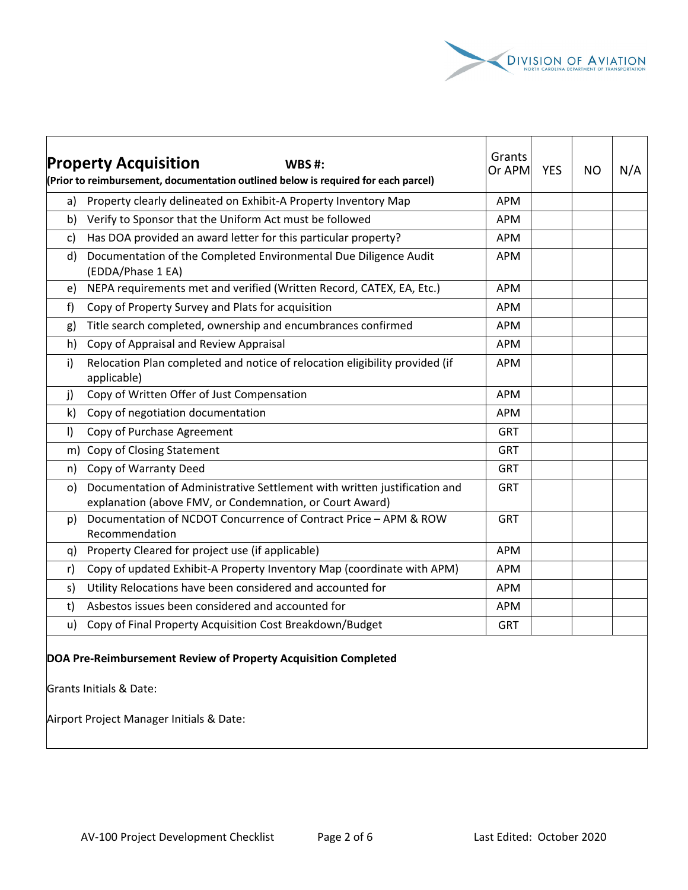| **Property Acquisition** **WBS #:** **(Prior to reimbursement, documentation outlined below is required for each parcel)** | Grants Or APM | YES | NO | N/A |
|---|---|---|---|---|
| a) Property clearly delineated on Exhibit-A Property Inventory Map | APM | | | |
| b) Verify to Sponsor that the Uniform Act must be followed | APM | | | |
| c) Has DOA provided an award letter for this particular property? | APM | | | |
| d) Documentation of the Completed Environmental Due Diligence Audit (EDDA/Phase 1 EA) | APM | | | |
| e) NEPA requirements met and verified (Written Record, CATEX, EA, Etc.) | APM | | | |
| f) Copy of Property Survey and Plats for acquisition | APM | | | |
| g) Title search completed, ownership and encumbrances confirmed | APM | | | |
| h) Copy of Appraisal and Review Appraisal | APM | | | |
| i) Relocation Plan completed and notice of relocation eligibility provided (if applicable) | APM | | | |
| j) Copy of Written Offer of Just Compensation | APM | | | |
| k) Copy of negotiation documentation | APM | | | |
| l) Copy of Purchase Agreement | GRT | | | |
| m) Copy of Closing Statement | GRT | | | |
| n) Copy of Warranty Deed | GRT | | | |
| o) Documentation of Administrative Settlement with written justification and explanation (above FMV, or Condemnation, or Court Award) | GRT | | | |
| p) Documentation of NCDOT Concurrence of Contract Price – APM & ROW Recommendation | GRT | | | |
| q) Property Cleared for project use (if applicable) | APM | | | |
| r) Copy of updated Exhibit-A Property Inventory Map (coordinate with APM) | APM | | | |
| s) Utility Relocations have been considered and accounted for | APM | | | |
| t) Asbestos issues been considered and accounted for | APM | | | |
| u) Copy of Final Property Acquisition Cost Breakdown/Budget | GRT | | | |

**DOA Pre-Reimbursement Review of Property Acquisition Completed**

Grants Initials & Date:

Airport Project Manager Initials & Date: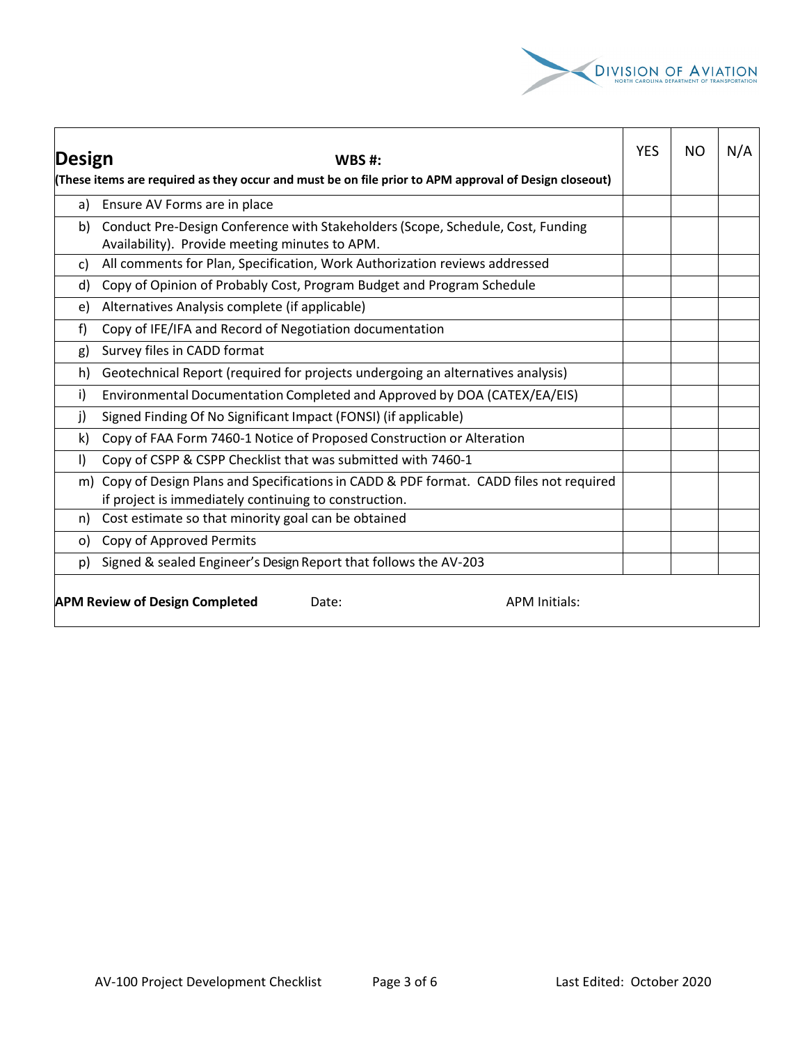| **Design** **WBS #:** (These items are required as they occur and must be on file prior to APM approval of Design closeout) | YES | NO | N/A |
|---|---|---|---|
| a) Ensure AV Forms are in place | | | |
| b) Conduct Pre-Design Conference with Stakeholders (Scope, Schedule, Cost, Funding Availability). Provide meeting minutes to APM. | | | |
| c) All comments for Plan, Specification, Work Authorization reviews addressed | | | |
| d) Copy of Opinion of Probably Cost, Program Budget and Program Schedule | | | |
| e) Alternatives Analysis complete (if applicable) | | | |
| f) Copy of IFE/IFA and Record of Negotiation documentation | | | |
| g) Survey files in CADD format | | | |
| h) Geotechnical Report (required for projects undergoing an alternatives analysis) | | | |
| i) Environmental Documentation Completed and Approved by DOA (CATEX/EA/EIS) | | | |
| j) Signed Finding Of No Significant Impact (FONSI) (if applicable) | | | |
| k) Copy of FAA Form 7460-1 Notice of Proposed Construction or Alteration | | | |
| l) Copy of CSPP & CSPP Checklist that was submitted with 7460-1 | | | |
| m) Copy of Design Plans and Specifications in CADD & PDF format. CADD files not required if project is immediately continuing to construction. | | | |
| n) Cost estimate so that minority goal can be obtained | | | |
| o) Copy of Approved Permits | | | |
| p) Signed & sealed Engineer's Design Report that follows the AV-203 | | | |

**APM Review of Design Completed** Date: APM Initials: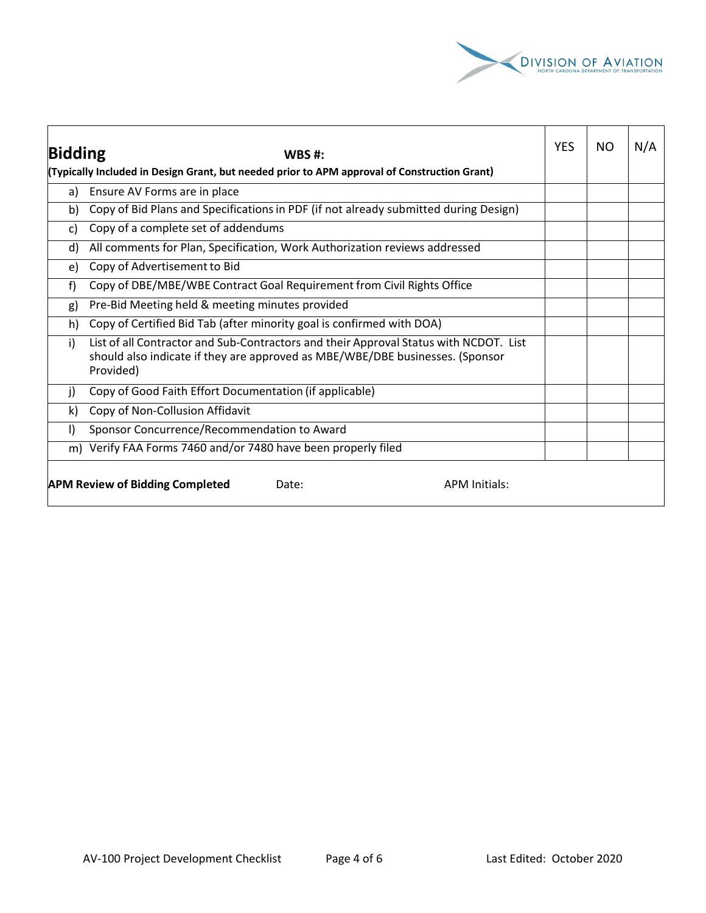| **Bidding** **WBS #:** **(Typically Included in Design Grant, but needed prior to APM approval of Construction Grant)** | YES | NO | N/A |
|---|---|---|---|
| a) Ensure AV Forms are in place | | | |
| b) Copy of Bid Plans and Specifications in PDF (if not already submitted during Design) | | | |
| c) Copy of a complete set of addendums | | | |
| d) All comments for Plan, Specification, Work Authorization reviews addressed | | | |
| e) Copy of Advertisement to Bid | | | |
| f) Copy of DBE/MBE/WBE Contract Goal Requirement from Civil Rights Office | | | |
| g) Pre-Bid Meeting held & meeting minutes provided | | | |
| h) Copy of Certified Bid Tab (after minority goal is confirmed with DOA) | | | |
| i) List of all Contractor and Sub-Contractors and their Approval Status with NCDOT. List should also indicate if they are approved as MBE/WBE/DBE businesses. (Sponsor Provided) | | | |
| j) Copy of Good Faith Effort Documentation (if applicable) | | | |
| k) Copy of Non-Collusion Affidavit | | | |
| l) Sponsor Concurrence/Recommendation to Award | | | |
| m) Verify FAA Forms 7460 and/or 7480 have been properly filed | | | |
| **APM Review of Bidding Completed** Date: APM Initials: | | | |

AV-100 Project Development Checklist Last Edited: October 2020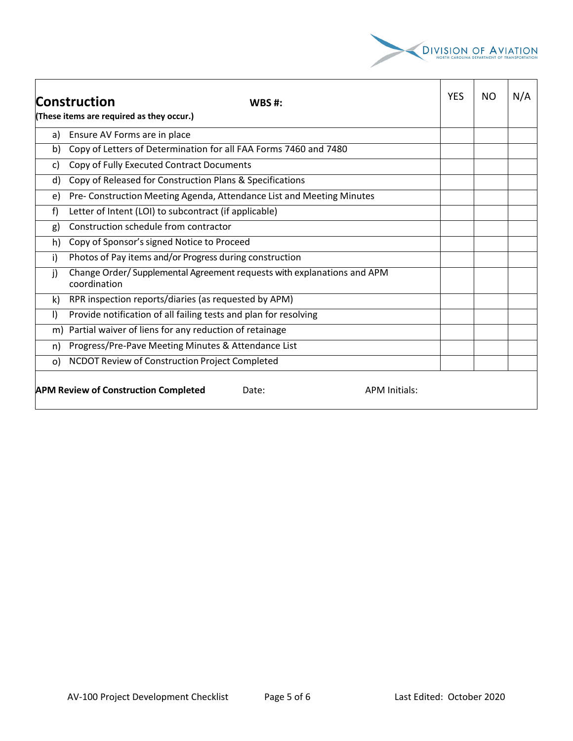| **Construction** (These items are required as they occur.) | **WBS #:** | YES | NO | N/A |
|---|---|---|---|---|
| a) | Ensure AV Forms are in place | | | |
| b) | Copy of Letters of Determination for all FAA Forms 7460 and 7480 | | | |
| c) | Copy of Fully Executed Contract Documents | | | |
| d) | Copy of Released for Construction Plans & Specifications | | | |
| e) | Pre- Construction Meeting Agenda, Attendance List and Meeting Minutes | | | |
| f) | Letter of Intent (LOI) to subcontract (if applicable) | | | |
| g) | Construction schedule from contractor | | | |
| h) | Copy of Sponsor's signed Notice to Proceed | | | |
| i) | Photos of Pay items and/or Progress during construction | | | |
| j) | Change Order/ Supplemental Agreement requests with explanations and APM coordination | | | |
| k) | RPR inspection reports/diaries (as requested by APM) | | | |
| l) | Provide notification of all failing tests and plan for resolving | | | |
| m) | Partial waiver of liens for any reduction of retainage | | | |
| n) | Progress/Pre-Pave Meeting Minutes & Attendance List | | | |
| o) | NCDOT Review of Construction Project Completed | | | |

**APM Review of Construction Completed** Date: APM Initials:

AV-100 Project Development Checklist

Last Edited: October 2020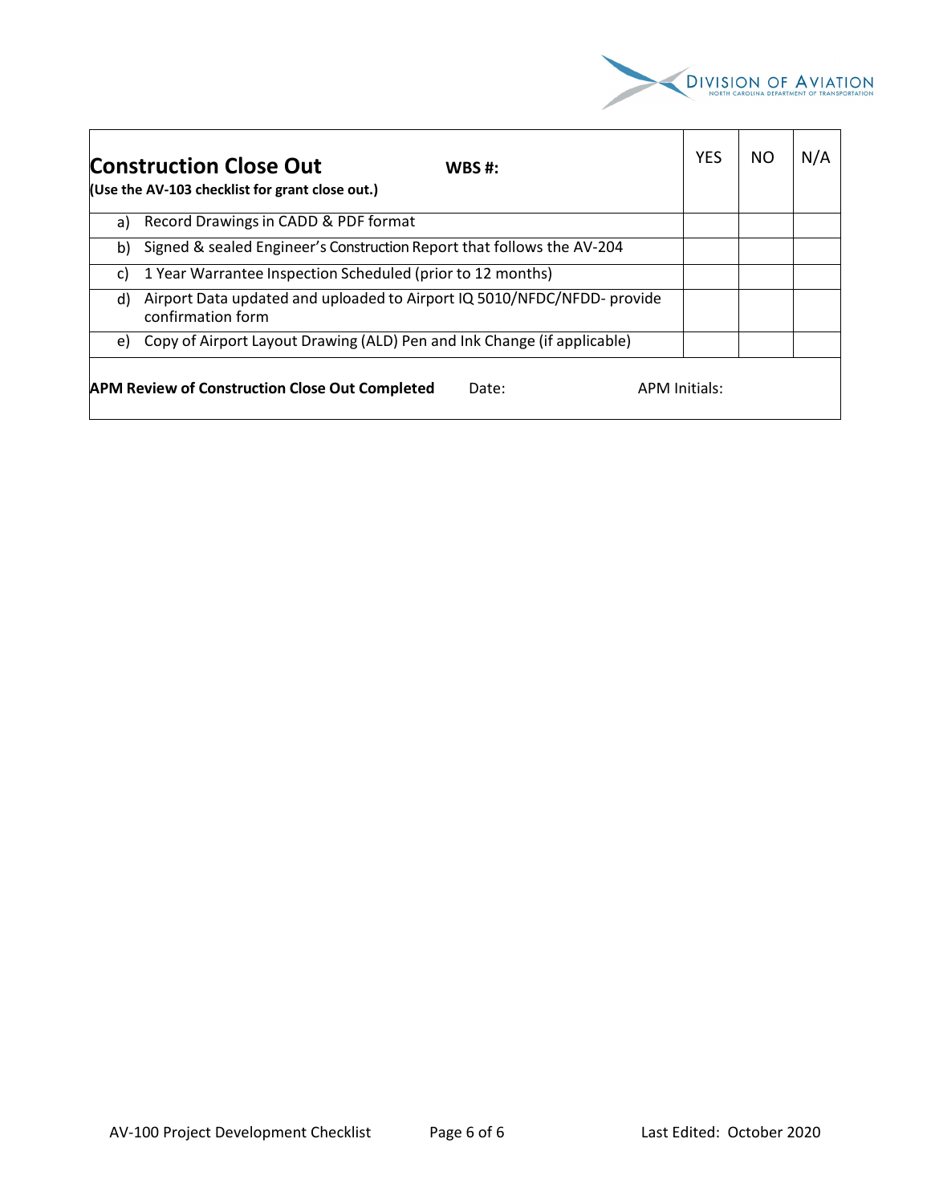| Construction Close Out (Use the AV-103 checklist for grant close out.) WBS #: | YES | NO | N/A |
|---|---|---|---|
| a) Record Drawings in CADD & PDF format | | | |
| b) Signed & sealed Engineer's Construction Report that follows the AV-204 | | | |
| c) 1 Year Warrantee Inspection Scheduled (prior to 12 months) | | | |
| d) Airport Data updated and uploaded to Airport IQ 5010/NFDC/NFDD- provide confirmation form | | | |
| e) Copy of Airport Layout Drawing (ALD) Pen and Ink Change (if applicable) | | | |
| **APM Review of Construction Close Out Completed** Date: APM Initials: | | | |